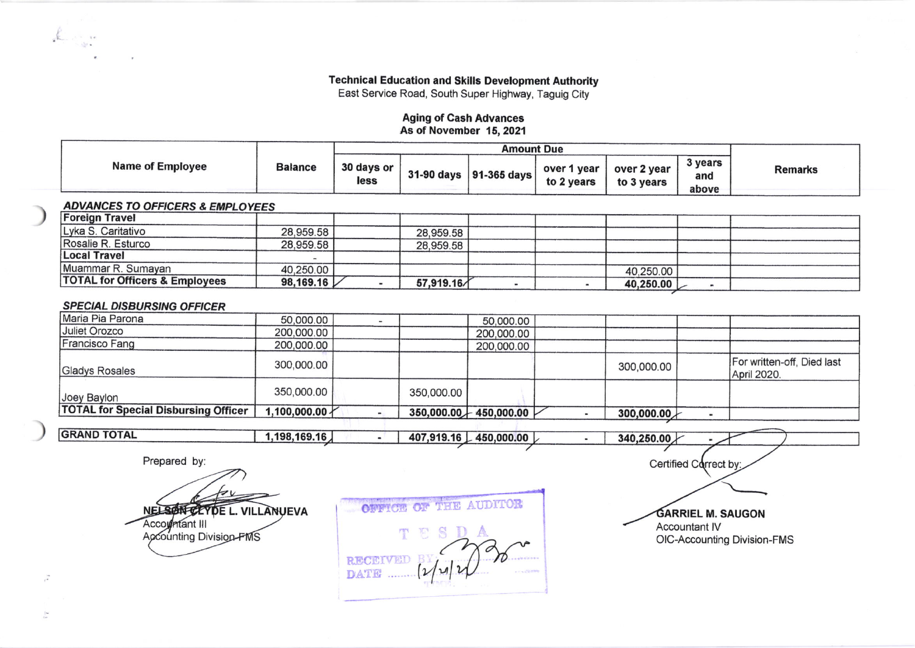**Technical Education and Skills Development Authority**
East Service Road, South Super Highway, Taguig City

**Aging of Cash Advances**
**As of November 15, 2021**

| Name of Employee | Balance | Amount Due | | | | | | Remarks |
|---|---|---|---|---|---|---|---|---|
| | | 30 days or less | 31-90 days | 91-365 days | over 1 year to 2 years | over 2 year to 3 years | 3 years and above | |
| ***ADVANCES TO OFFICERS & EMPLOYEES*** | | | | | | | | |
| **Foreign Travel** | | | | | | | | |
| Lyka S. Caritativo | 28,959.58 | | 28,959.58 | | | | | |
| Rosalie R. Esturco | 28,959.58 | | 28,959.58 | | | | | |
| **Local Travel** | - | | | | | | | |
| Muammar R. Sumayan | 40,250.00 | | | | | 40,250.00 | | |
| **TOTAL for Officers & Employees** | **98,169.16** | **-** | **57,919.16** | **-** | **-** | **40,250.00** | **-** | |
| ***SPECIAL DISBURSING OFFICER*** | | | | | | | | |
| Maria Pia Parona | 50,000.00 | - | | 50,000.00 | | | | |
| Juliet Orozco | 200,000.00 | | | 200,000.00 | | | | |
| Francisco Fang | 200,000.00 | | | 200,000.00 | | | | |
| Gladys Rosales | 300,000.00 | | | | | 300,000.00 | | For written-off, Died last April 2020. |
| Joey Baylon | 350,000.00 | | 350,000.00 | | | | | |
| **TOTAL for Special Disbursing Officer** | **1,100,000.00** | **-** | **350,000.00** | **450,000.00** | **-** | **300,000.00** | **-** | |
| **GRAND TOTAL** | **1,198,169.16** | **-** | **407,919.16** | **450,000.00** | **-** | **340,250.00** | **-** | |

Prepared by:

**NELSON CLYDE L. VILLANUEVA**
Accountant III
Accounting Division-FMS

OFFICE OF THE AUDITOR
TESDA
RECEIVED BY: 
DATE: 12/21/21

Certified Correct by:

**GARRIEL M. SAUGON**
Accountant IV
OIC-Accounting Division-FMS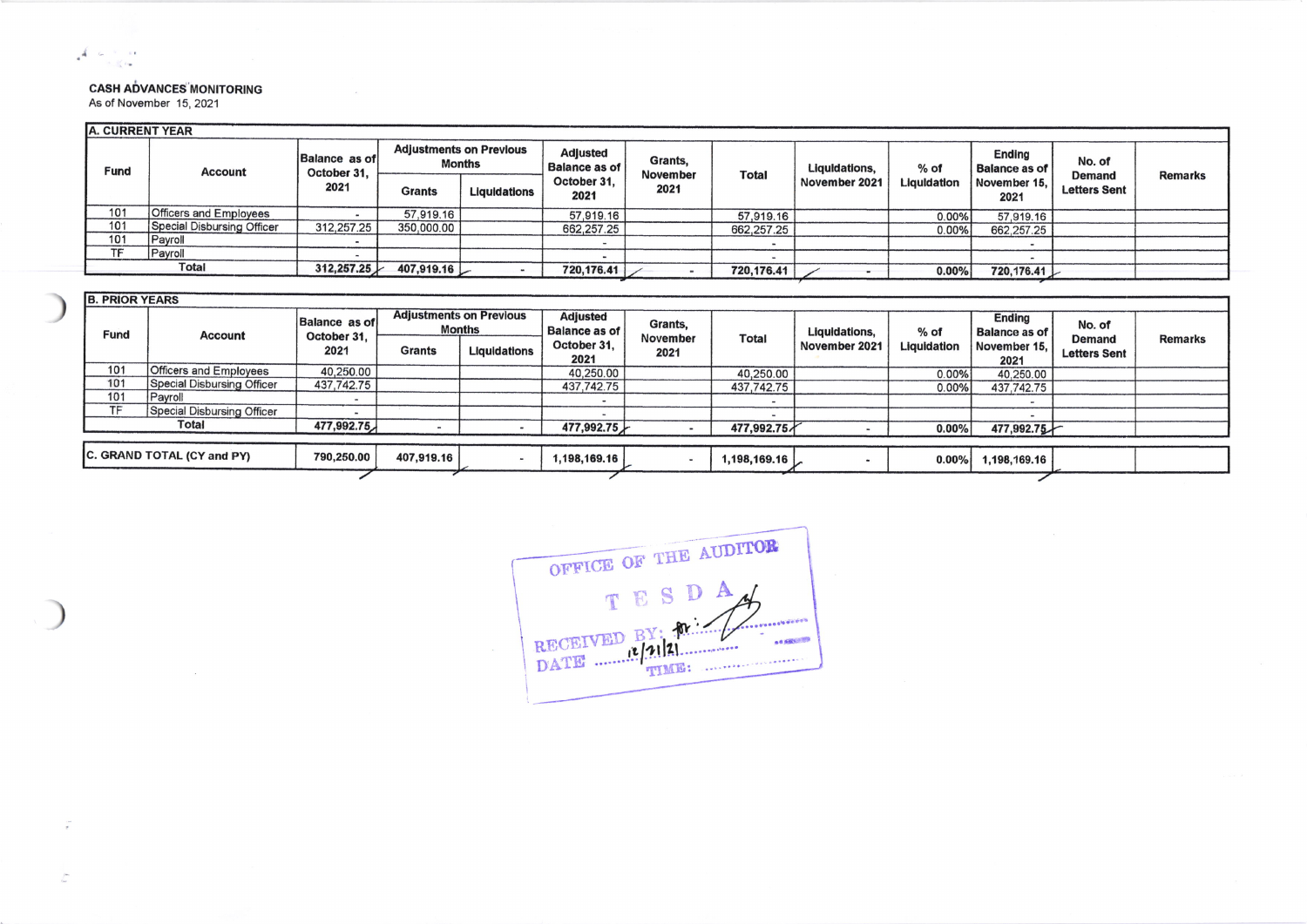**CASH ADVANCES MONITORING**
As of November 15, 2021

**A. CURRENT YEAR**

| Fund | Account | Balance as of October 31, 2021 | Adjustments on Previous Months | | Adjusted Balance as of October 31, 2021 | Grants, November 2021 | Total | Liquidations, November 2021 | % of Liquidation | Ending Balance as of November 15, 2021 | No. of Demand Letters Sent | Remarks |
|---|---|---|---|---|---|---|---|---|---|---|---|---|
| | | | Grants | Liquidations | | | | | | | | |
| 101 | Officers and Employees | - | 57,919.16 | | 57,919.16 | | 57,919.16 | | 0.00% | 57,919.16 | | |
| 101 | Special Disbursing Officer | 312,257.25 | 350,000.00 | | 662,257.25 | | 662,257.25 | | 0.00% | 662,257.25 | | |
| 101 | Payroll | - | | | - | | - | | | - | | |
| TF | Payroll | - | | | - | | - | | | - | | |
| | **Total** | **312,257.25** | **407,919.16** | **-** | **720,176.41** | **-** | **720,176.41** | **-** | **0.00%** | **720,176.41** | | |

**B. PRIOR YEARS**

| Fund | Account | Balance as of October 31, 2021 | Adjustments on Previous Months | | Adjusted Balance as of October 31, 2021 | Grants, November 2021 | Total | Liquidations, November 2021 | % of Liquidation | Ending Balance as of November 15, 2021 | No. of Demand Letters Sent | Remarks |
|---|---|---|---|---|---|---|---|---|---|---|---|---|
| | | | Grants | Liquidations | | | | | | | | |
| 101 | Officers and Employees | 40,250.00 | | | 40,250.00 | | 40,250.00 | | 0.00% | 40,250.00 | | |
| 101 | Special Disbursing Officer | 437,742.75 | | | 437,742.75 | | 437,742.75 | | 0.00% | 437,742.75 | | |
| 101 | Payroll | - | | | - | | - | | | - | | |
| TF | Special Disbursing Officer | - | | | - | | - | | | - | | |
| | **Total** | **477,992.75** | **-** | **-** | **477,992.75** | **-** | **477,992.75** | **-** | **0.00%** | **477,992.75** | | |

| | | | | | | | | | | |
|---|---|---|---|---|---|---|---|---|---|---|
| **C. GRAND TOTAL (CY and PY)** | **790,250.00** | **407,919.16** | **-** | **1,198,169.16** | **-** | **1,198,169.16** | **-** | **0.00%** | **1,198,169.16** | |

OFFICE OF THE AUDITOR
T E S D A
RECEIVED BY: for:
DATE: 12/21/21
TIME: